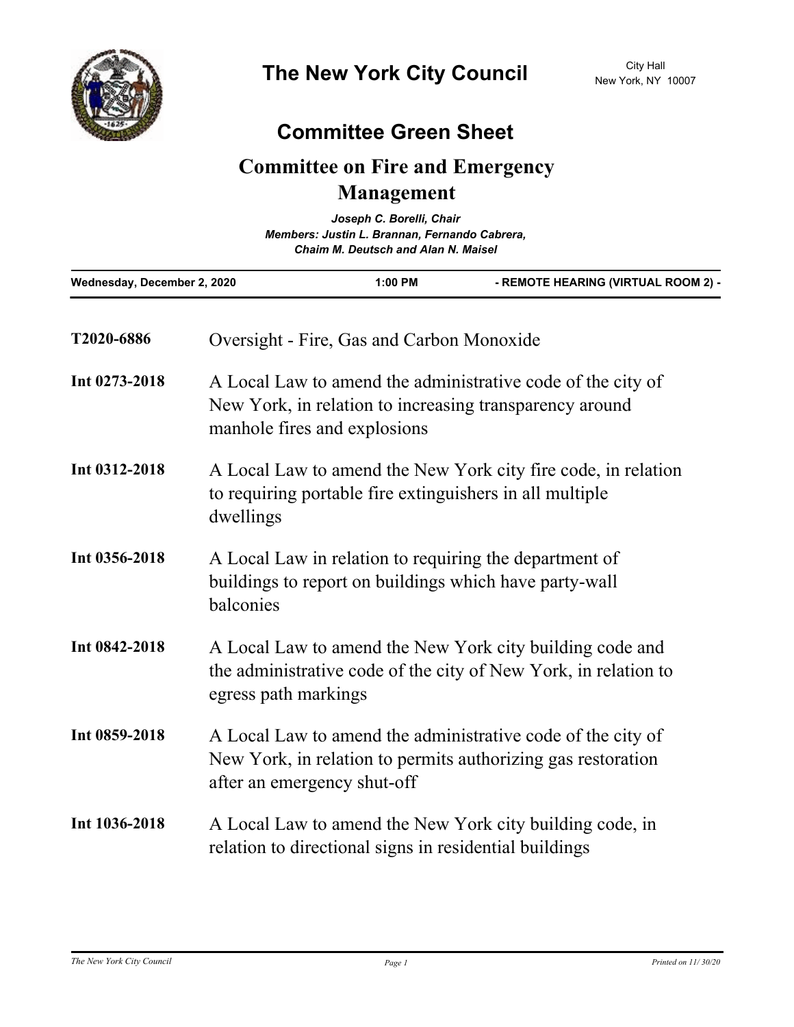# The New York City Council

City Hall
New York, NY 10007

## Committee Green Sheet

## Committee on Fire and Emergency Management

*Joseph C. Borelli, Chair*
*Members: Justin L. Brannan, Fernando Cabrera, Chaim M. Deutsch and Alan N. Maisel*

**Wednesday, December 2, 2020** | **1:00 PM** | **- REMOTE HEARING (VIRTUAL ROOM 2) -**

---

**T2020-6886** Oversight - Fire, Gas and Carbon Monoxide

**Int 0273-2018** A Local Law to amend the administrative code of the city of New York, in relation to increasing transparency around manhole fires and explosions

**Int 0312-2018** A Local Law to amend the New York city fire code, in relation to requiring portable fire extinguishers in all multiple dwellings

**Int 0356-2018** A Local Law in relation to requiring the department of buildings to report on buildings which have party-wall balconies

**Int 0842-2018** A Local Law to amend the New York city building code and the administrative code of the city of New York, in relation to egress path markings

**Int 0859-2018** A Local Law to amend the administrative code of the city of New York, in relation to permits authorizing gas restoration after an emergency shut-off

**Int 1036-2018** A Local Law to amend the New York city building code, in relation to directional signs in residential buildings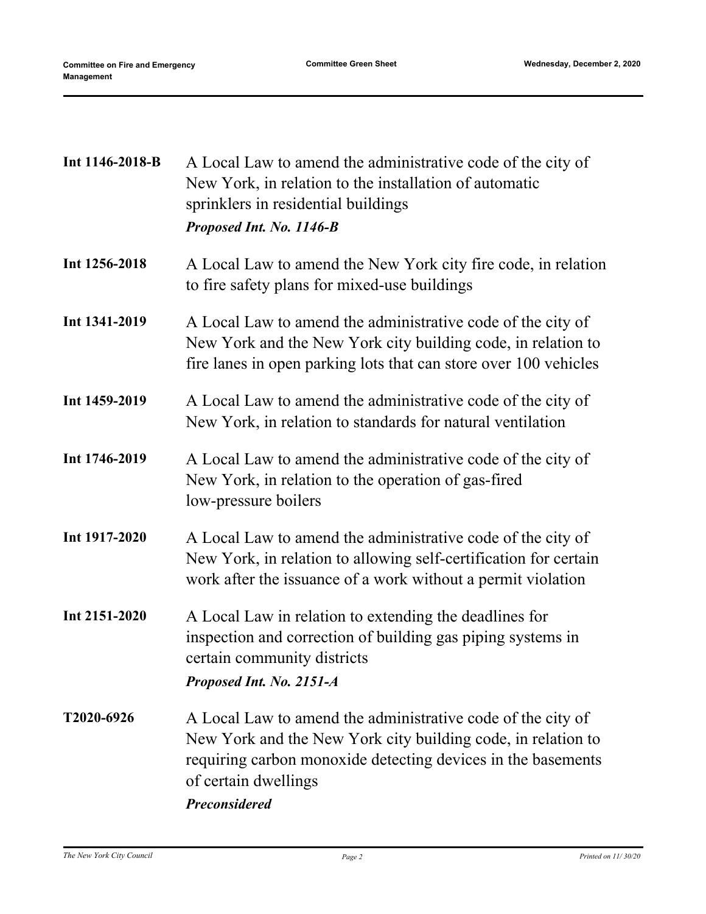| | |
|---|---|
| **Int 1146-2018-B** | A Local Law to amend the administrative code of the city of New York, in relation to the installation of automatic sprinklers in residential buildings<br>***Proposed Int. No. 1146-B*** |
| **Int 1256-2018** | A Local Law to amend the New York city fire code, in relation to fire safety plans for mixed-use buildings |
| **Int 1341-2019** | A Local Law to amend the administrative code of the city of New York and the New York city building code, in relation to fire lanes in open parking lots that can store over 100 vehicles |
| **Int 1459-2019** | A Local Law to amend the administrative code of the city of New York, in relation to standards for natural ventilation |
| **Int 1746-2019** | A Local Law to amend the administrative code of the city of New York, in relation to the operation of gas-fired low-pressure boilers |
| **Int 1917-2020** | A Local Law to amend the administrative code of the city of New York, in relation to allowing self-certification for certain work after the issuance of a work without a permit violation |
| **Int 2151-2020** | A Local Law in relation to extending the deadlines for inspection and correction of building gas piping systems in certain community districts<br>***Proposed Int. No. 2151-A*** |
| **T2020-6926** | A Local Law to amend the administrative code of the city of New York and the New York city building code, in relation to requiring carbon monoxide detecting devices in the basements of certain dwellings<br>***Preconsidered*** |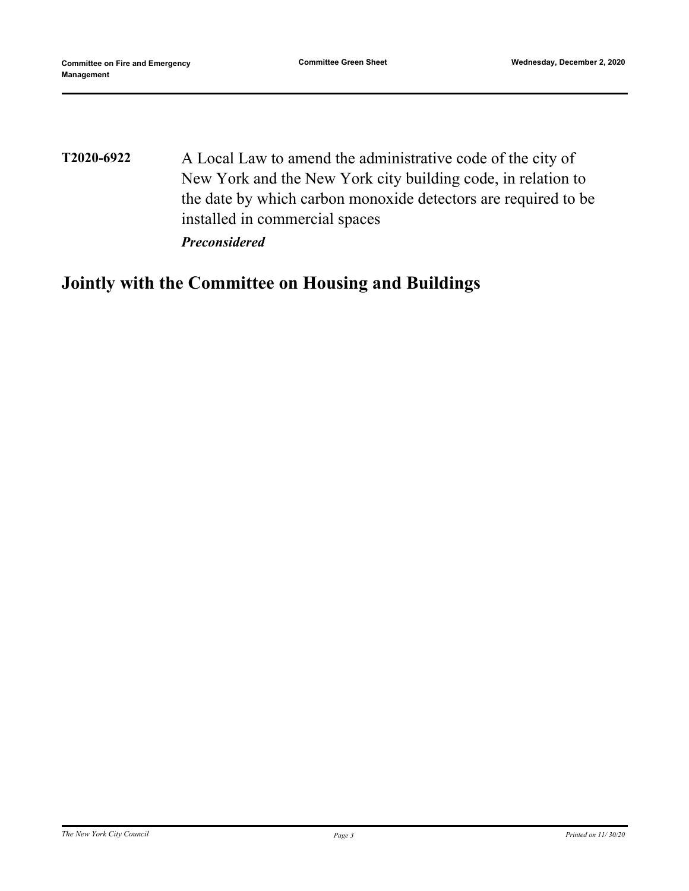**T2020-6922** A Local Law to amend the administrative code of the city of New York and the New York city building code, in relation to the date by which carbon monoxide detectors are required to be installed in commercial spaces

***Preconsidered***

## Jointly with the Committee on Housing and Buildings